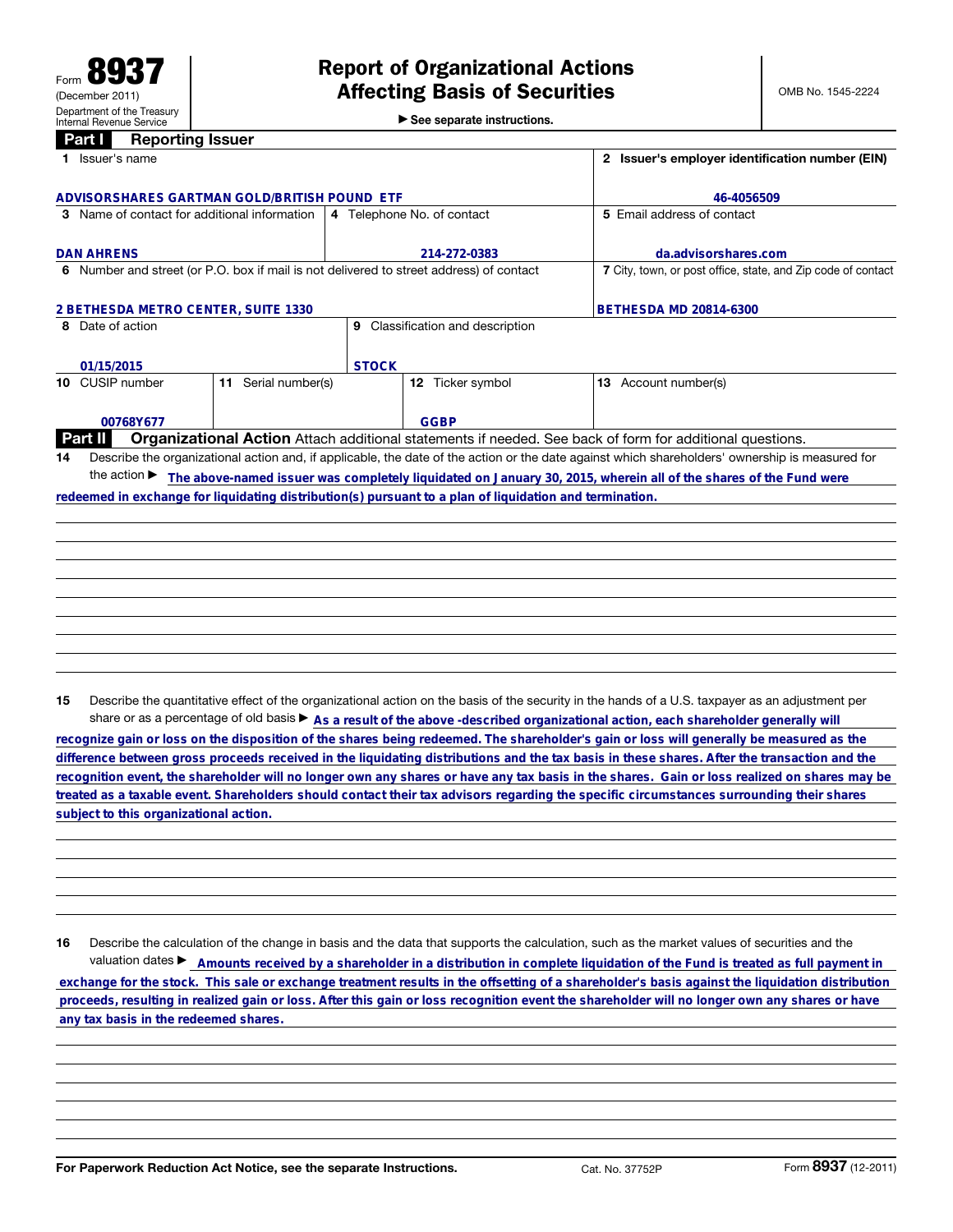Form **8937**
(December 2011)
Department of the Treasury
Internal Revenue Service

# Report of Organizational Actions Affecting Basis of Securities

► See separate instructions.

OMB No. 1545-2224

## Part I Reporting Issuer

| | | | |
|---|---|---|---|
| 1 Issuer's name<br>ADVISORSHARES GARTMAN GOLD/BRITISH POUND ETF | | | 2 Issuer's employer identification number (EIN)<br>46-4056509 |
| 3 Name of contact for additional information<br>DAN AHRENS | 4 Telephone No. of contact<br>214-272-0383 | | 5 Email address of contact<br>da.advisorshares.com |
| 6 Number and street (or P.O. box if mail is not delivered to street address) of contact<br>2 BETHESDA METRO CENTER, SUITE 1330 | | | 7 City, town, or post office, state, and Zip code of contact<br>BETHESDA MD 20814-6300 |
| 8 Date of action<br>01/15/2015 | 9 Classification and description<br>STOCK | | |
| 10 CUSIP number<br>00768Y677 | 11 Serial number(s) | 12 Ticker symbol<br>GGBP | 13 Account number(s) |

## Part II Organizational Action

Attach additional statements if needed. See back of form for additional questions.

**14** Describe the organizational action and, if applicable, the date of the action or the date against which shareholders' ownership is measured for the action ► The above-named issuer was completely liquidated on January 30, 2015, wherein all of the shares of the Fund were redeemed in exchange for liquidating distribution(s) pursuant to a plan of liquidation and termination.

**15** Describe the quantitative effect of the organizational action on the basis of the security in the hands of a U.S. taxpayer as an adjustment per share or as a percentage of old basis ► As a result of the above -described organizational action, each shareholder generally will recognize gain or loss on the disposition of the shares being redeemed. The shareholder's gain or loss will generally be measured as the difference between gross proceeds received in the liquidating distributions and the tax basis in these shares. After the transaction and the recognition event, the shareholder will no longer own any shares or have any tax basis in the shares. Gain or loss realized on shares may be treated as a taxable event. Shareholders should contact their tax advisors regarding the specific circumstances surrounding their shares subject to this organizational action.

**16** Describe the calculation of the change in basis and the data that supports the calculation, such as the market values of securities and the valuation dates ► Amounts received by a shareholder in a distribution in complete liquidation of the Fund is treated as full payment in exchange for the stock. This sale or exchange treatment results in the offsetting of a shareholder's basis against the liquidation distribution proceeds, resulting in realized gain or loss. After this gain or loss recognition event the shareholder will no longer own any shares or have any tax basis in the redeemed shares.

For Paperwork Reduction Act Notice, see the separate Instructions. Cat. No. 37752P Form **8937** (12-2011)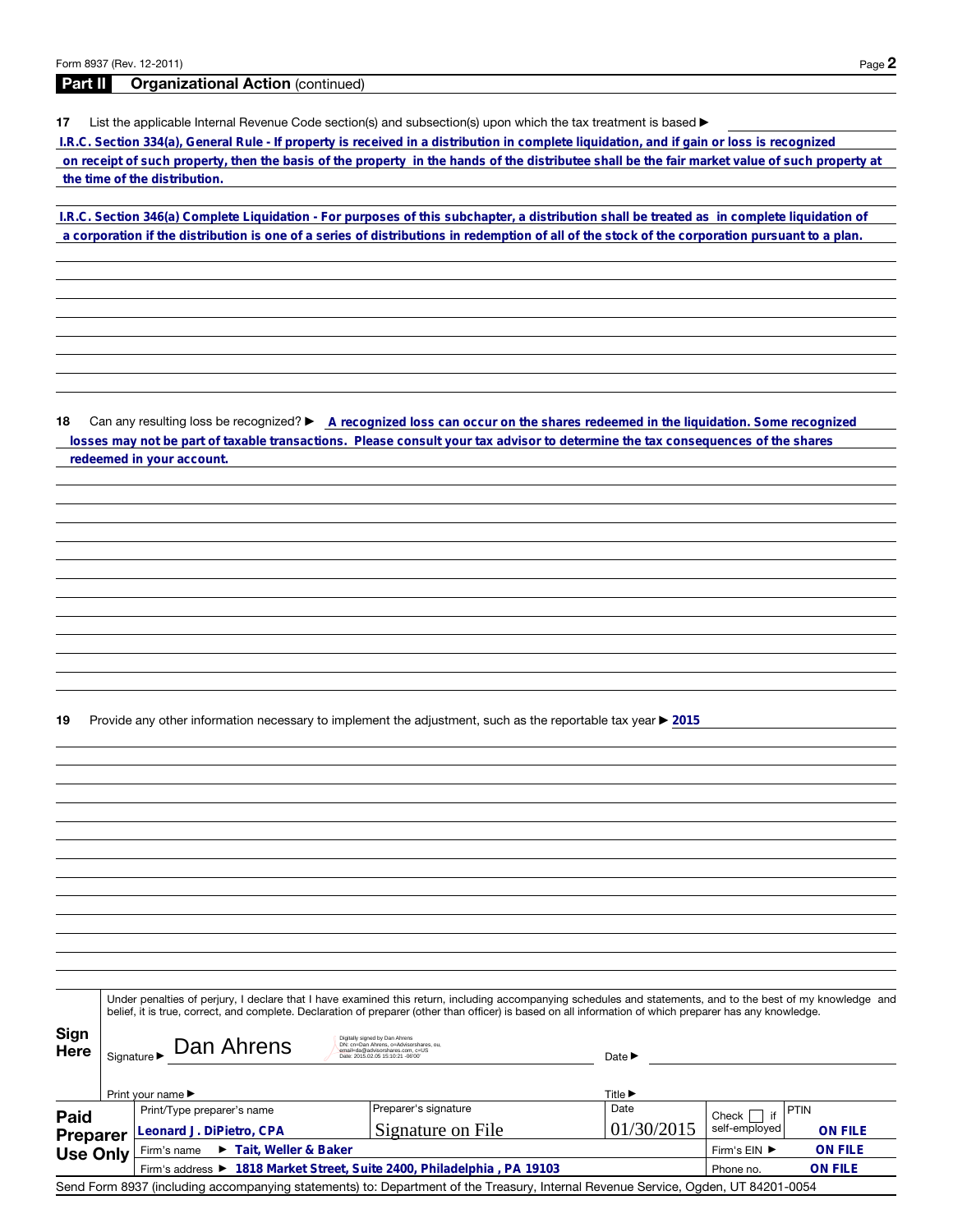## Part II Organizational Action (continued)

**17** List the applicable Internal Revenue Code section(s) and subsection(s) upon which the tax treatment is based ▶

I.R.C. Section 334(a), General Rule - If property is received in a distribution in complete liquidation, and if gain or loss is recognized on receipt of such property, then the basis of the property in the hands of the distributee shall be the fair market value of such property at the time of the distribution.

I.R.C. Section 346(a) Complete Liquidation - For purposes of this subchapter, a distribution shall be treated as in complete liquidation of a corporation if the distribution is one of a series of distributions in redemption of all of the stock of the corporation pursuant to a plan.

**18** Can any resulting loss be recognized? ▶ A recognized loss can occur on the shares redeemed in the liquidation. Some recognized losses may not be part of taxable transactions. Please consult your tax advisor to determine the tax consequences of the shares redeemed in your account.

**19** Provide any other information necessary to implement the adjustment, such as the reportable tax year ▶ 2015

**Sign Here**

Under penalties of perjury, I declare that I have examined this return, including accompanying schedules and statements, and to the best of my knowledge and belief, it is true, correct, and complete. Declaration of preparer (other than officer) is based on all information of which preparer has any knowledge.

Signature ▶ Dan Ahrens (Digitally signed by Dan Ahrens DN: cn=Dan Ahrens, o=Advisorshares, ou, email=da@advisorshares.com, c=US Date: 2015.02.05 15:10:21 -06'00') Date ▶

Print your name ▶ Title ▶

**Paid Preparer Use Only**

| Print/Type preparer's name | Preparer's signature | Date | Check ☐ if self-employed | PTIN |
|---|---|---|---|---|
| Leonard J. DiPietro, CPA | Signature on File | 01/30/2015 | | ON FILE |
| Firm's name ▶ Tait, Weller & Baker | | | Firm's EIN ▶ | ON FILE |
| Firm's address ▶ 1818 Market Street, Suite 2400, Philadelphia , PA 19103 | | | Phone no. | ON FILE |

Send Form 8937 (including accompanying statements) to: Department of the Treasury, Internal Revenue Service, Ogden, UT 84201-0054